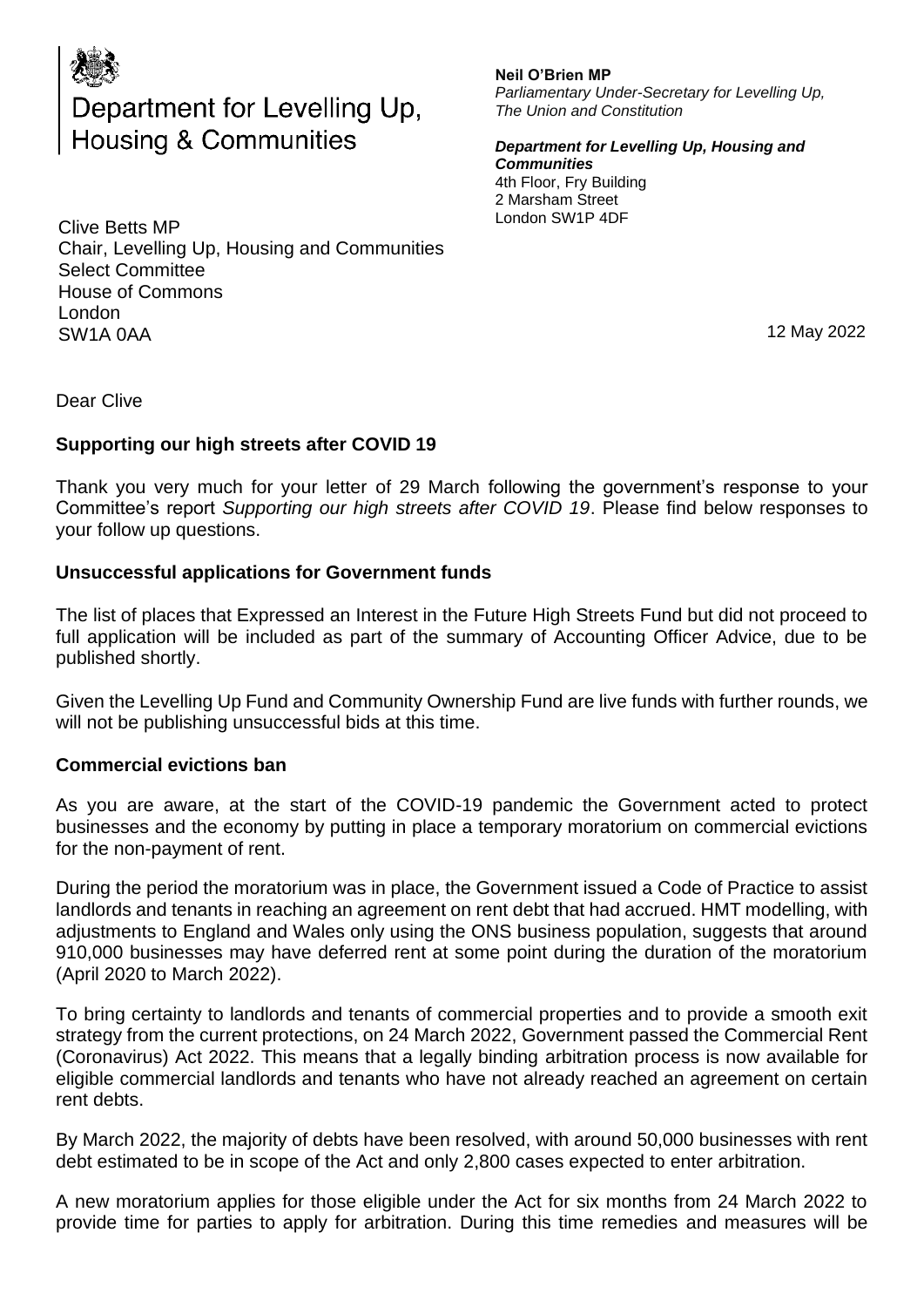Department for Levelling Up, Housing & Communities

**Neil O'Brien MP**
*Parliamentary Under-Secretary for Levelling Up, The Union and Constitution*

***Department for Levelling Up, Housing and Communities***
4th Floor, Fry Building
2 Marsham Street
London SW1P 4DF

Clive Betts MP
Chair, Levelling Up, Housing and Communities Select Committee
House of Commons
London
SW1A 0AA

12 May 2022

Dear Clive

**Supporting our high streets after COVID 19**

Thank you very much for your letter of 29 March following the government's response to your Committee's report *Supporting our high streets after COVID 19*. Please find below responses to your follow up questions.

**Unsuccessful applications for Government funds**

The list of places that Expressed an Interest in the Future High Streets Fund but did not proceed to full application will be included as part of the summary of Accounting Officer Advice, due to be published shortly.

Given the Levelling Up Fund and Community Ownership Fund are live funds with further rounds, we will not be publishing unsuccessful bids at this time.

**Commercial evictions ban**

As you are aware, at the start of the COVID-19 pandemic the Government acted to protect businesses and the economy by putting in place a temporary moratorium on commercial evictions for the non-payment of rent.

During the period the moratorium was in place, the Government issued a Code of Practice to assist landlords and tenants in reaching an agreement on rent debt that had accrued. HMT modelling, with adjustments to England and Wales only using the ONS business population, suggests that around 910,000 businesses may have deferred rent at some point during the duration of the moratorium (April 2020 to March 2022).

To bring certainty to landlords and tenants of commercial properties and to provide a smooth exit strategy from the current protections, on 24 March 2022, Government passed the Commercial Rent (Coronavirus) Act 2022. This means that a legally binding arbitration process is now available for eligible commercial landlords and tenants who have not already reached an agreement on certain rent debts.

By March 2022, the majority of debts have been resolved, with around 50,000 businesses with rent debt estimated to be in scope of the Act and only 2,800 cases expected to enter arbitration.

A new moratorium applies for those eligible under the Act for six months from 24 March 2022 to provide time for parties to apply for arbitration. During this time remedies and measures will be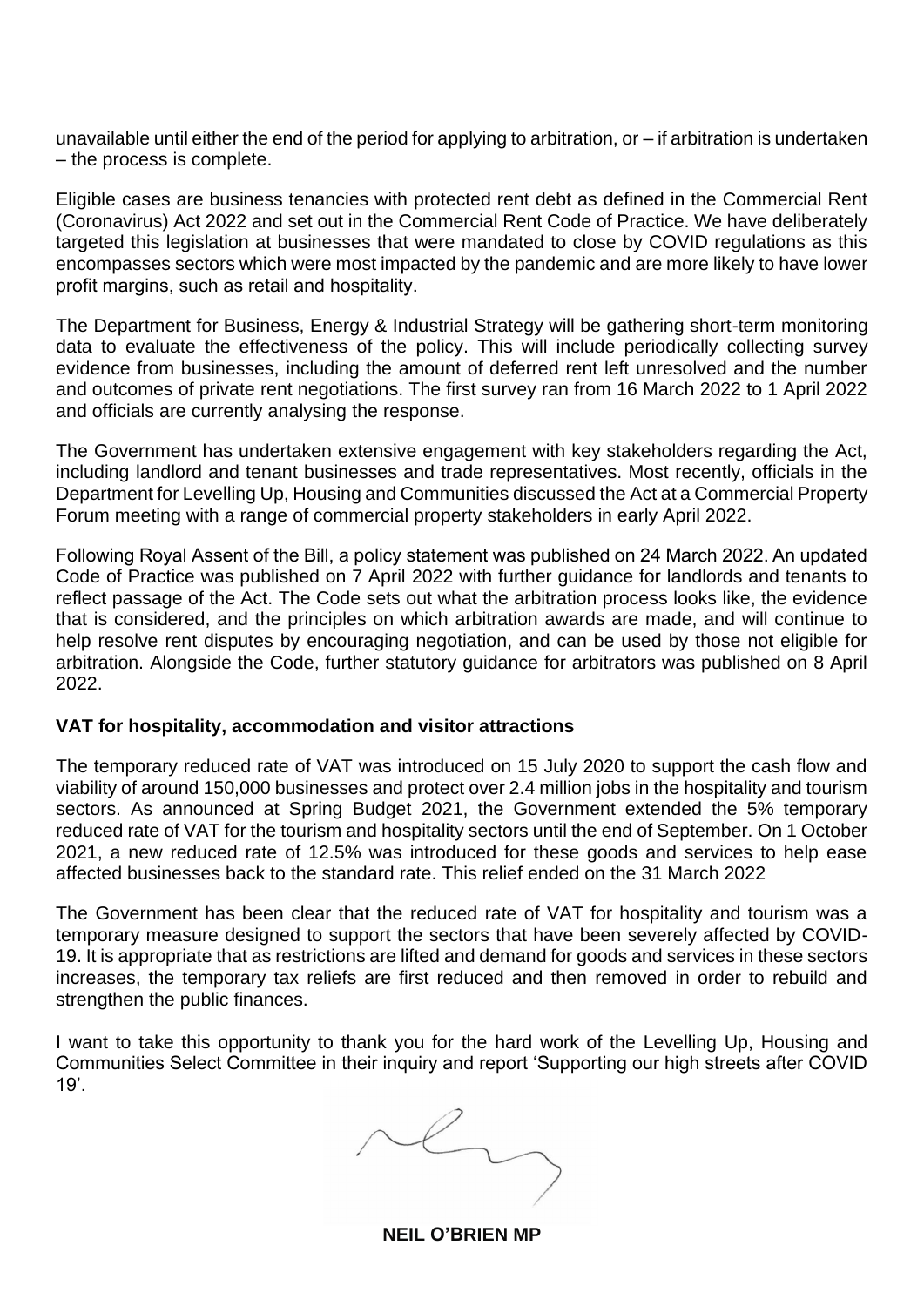unavailable until either the end of the period for applying to arbitration, or – if arbitration is undertaken – the process is complete.

Eligible cases are business tenancies with protected rent debt as defined in the Commercial Rent (Coronavirus) Act 2022 and set out in the Commercial Rent Code of Practice. We have deliberately targeted this legislation at businesses that were mandated to close by COVID regulations as this encompasses sectors which were most impacted by the pandemic and are more likely to have lower profit margins, such as retail and hospitality.

The Department for Business, Energy & Industrial Strategy will be gathering short-term monitoring data to evaluate the effectiveness of the policy. This will include periodically collecting survey evidence from businesses, including the amount of deferred rent left unresolved and the number and outcomes of private rent negotiations. The first survey ran from 16 March 2022 to 1 April 2022 and officials are currently analysing the response.

The Government has undertaken extensive engagement with key stakeholders regarding the Act, including landlord and tenant businesses and trade representatives. Most recently, officials in the Department for Levelling Up, Housing and Communities discussed the Act at a Commercial Property Forum meeting with a range of commercial property stakeholders in early April 2022.

Following Royal Assent of the Bill, a policy statement was published on 24 March 2022. An updated Code of Practice was published on 7 April 2022 with further guidance for landlords and tenants to reflect passage of the Act. The Code sets out what the arbitration process looks like, the evidence that is considered, and the principles on which arbitration awards are made, and will continue to help resolve rent disputes by encouraging negotiation, and can be used by those not eligible for arbitration. Alongside the Code, further statutory guidance for arbitrators was published on 8 April 2022.

**VAT for hospitality, accommodation and visitor attractions**

The temporary reduced rate of VAT was introduced on 15 July 2020 to support the cash flow and viability of around 150,000 businesses and protect over 2.4 million jobs in the hospitality and tourism sectors. As announced at Spring Budget 2021, the Government extended the 5% temporary reduced rate of VAT for the tourism and hospitality sectors until the end of September. On 1 October 2021, a new reduced rate of 12.5% was introduced for these goods and services to help ease affected businesses back to the standard rate. This relief ended on the 31 March 2022

The Government has been clear that the reduced rate of VAT for hospitality and tourism was a temporary measure designed to support the sectors that have been severely affected by COVID-19. It is appropriate that as restrictions are lifted and demand for goods and services in these sectors increases, the temporary tax reliefs are first reduced and then removed in order to rebuild and strengthen the public finances.

I want to take this opportunity to thank you for the hard work of the Levelling Up, Housing and Communities Select Committee in their inquiry and report 'Supporting our high streets after COVID 19'.

**NEIL O'BRIEN MP**